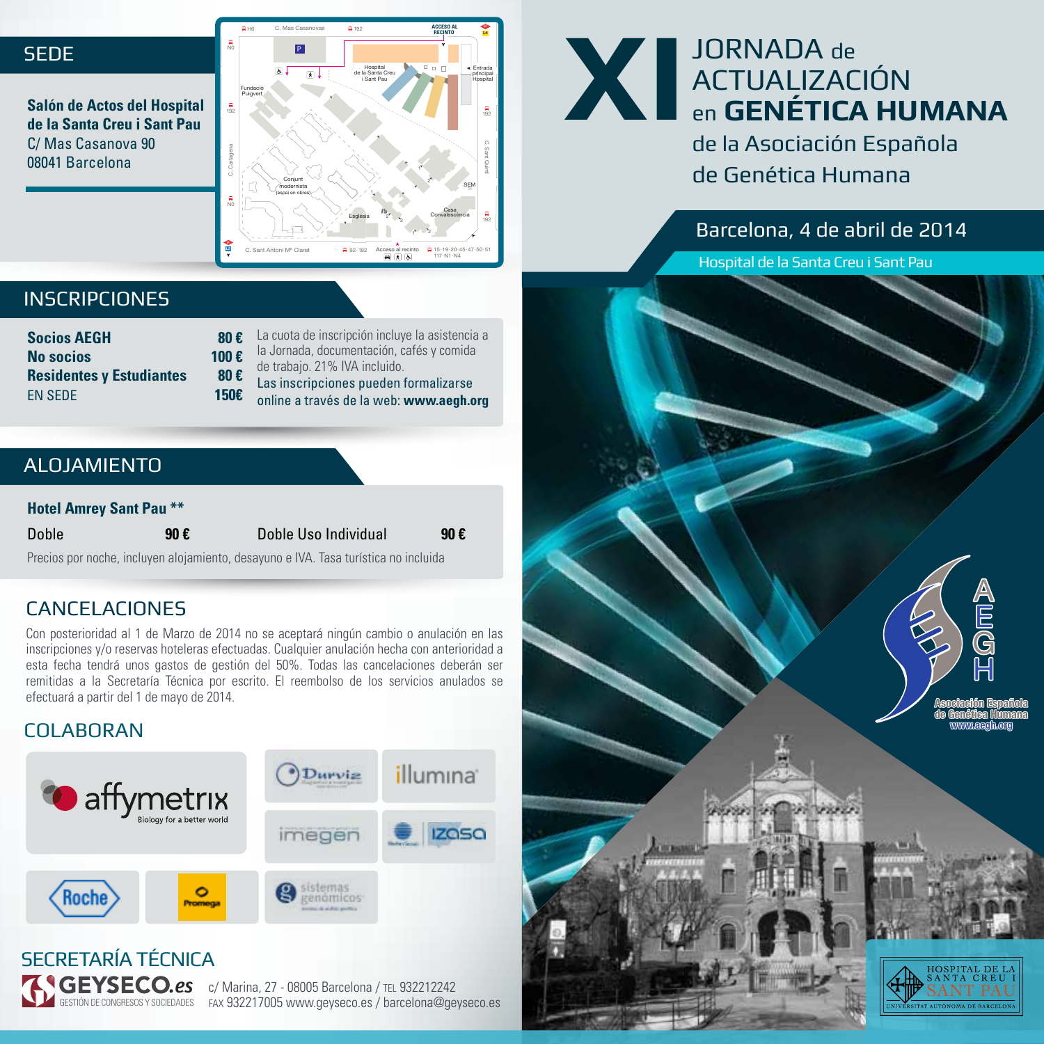# XI JORNADA de ACTUALIZACIÓN en GENÉTICA HUMANA de la Asociación Española de Genética Humana

Barcelona, 4 de abril de 2014

Hospital de la Santa Creu i Sant Pau

## SEDE

**Salón de Actos del Hospital de la Santa Creu i Sant Pau**
C/ Mas Casanova 90
08041 Barcelona

## INSCRIPCIONES

| | |
|---|---|
| **Socios AEGH** | **80 €** |
| **No socios** | **100 €** |
| **Residentes y Estudiantes** | **80 €** |
| EN SEDE | **150€** |

La cuota de inscripción incluye la asistencia a la Jornada, documentación, cafés y comida de trabajo. 21% IVA incluido.

Las inscripciones pueden formalizarse online a través de la web: **www.aegh.org**

## ALOJAMIENTO

**Hotel Amrey Sant Pau ****

| | | | |
|---|---|---|---|
| Doble | **90 €** | Doble Uso Individual | **90 €** |

Precios por noche, incluyen alojamiento, desayuno e IVA. Tasa turística no incluida

## CANCELACIONES

Con posterioridad al 1 de Marzo de 2014 no se aceptará ningún cambio o anulación en las inscripciones y/o reservas hoteleras efectuadas. Cualquier anulación hecha con anterioridad a esta fecha tendrá unos gastos de gestión del 50%. Todas las cancelaciones deberán ser remitidas a la Secretaría Técnica por escrito. El reembolso de los servicios anulados se efectuará a partir del 1 de mayo de 2014.

## COLABORAN

affymetrix, Durviz, illumina, imegen, izasa, Roche, Promega, sistemas genómicos

## SECRETARÍA TÉCNICA

GEYSECO.es – Gestión de Congresos y Sociedades

c/ Marina, 27 - 08005 Barcelona / TEL 932212242
FAX 932217005 www.geyseco.es / barcelona@geyseco.es

AEGH – Asociación Española de Genética Humana – www.aegh.org

Hospital de la Santa Creu i Sant Pau – Universitat Autònoma de Barcelona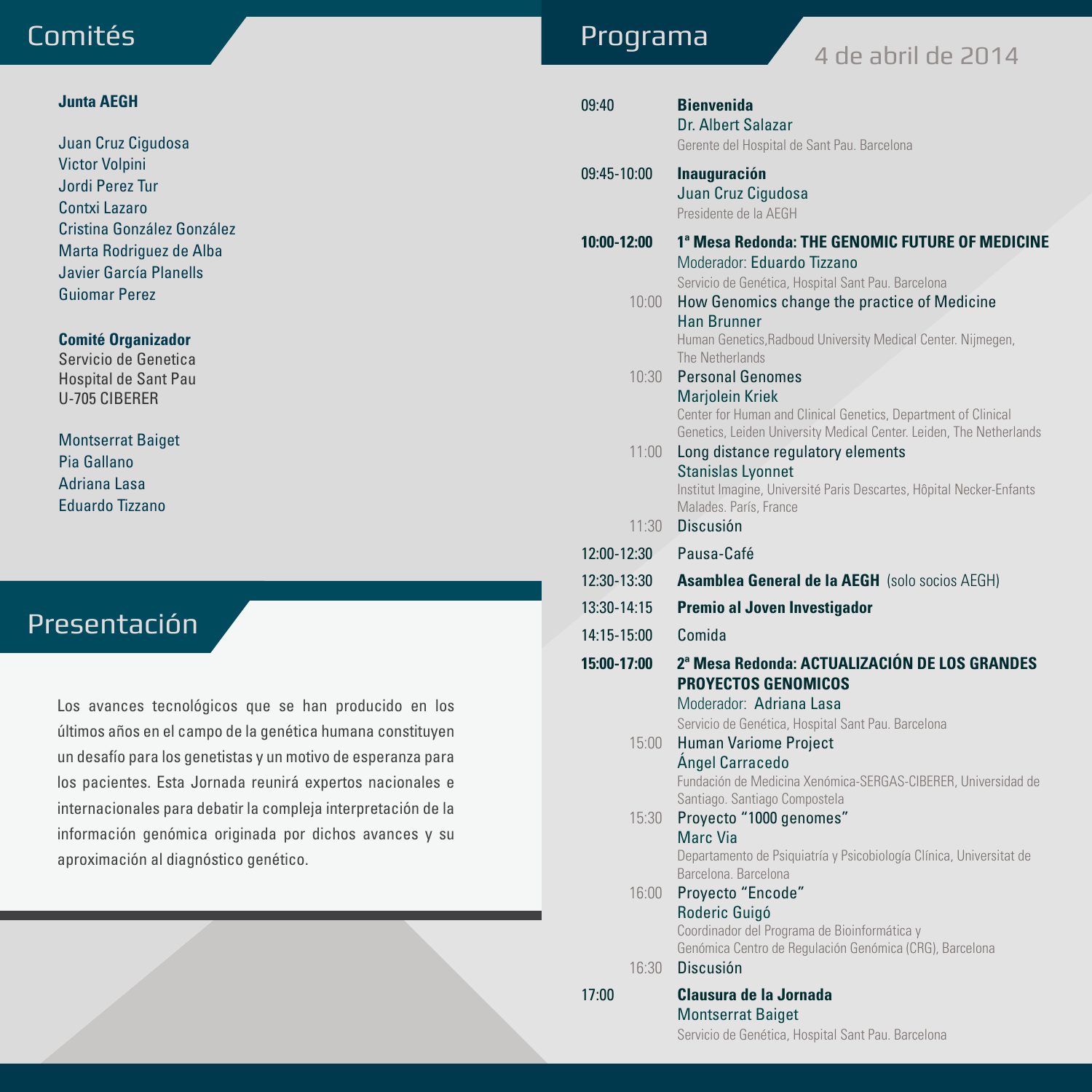## Comités

**Junta AEGH**

Juan Cruz Cigudosa
Victor Volpini
Jordi Perez Tur
Contxi Lazaro
Cristina González González
Marta Rodriguez de Alba
Javier García Planells
Guiomar Perez

**Comité Organizador**
Servicio de Genetica
Hospital de Sant Pau
U-705 CIBERER

Montserrat Baiget
Pia Gallano
Adriana Lasa
Eduardo Tizzano

## Presentación

Los avances tecnológicos que se han producido en los últimos años en el campo de la genética humana constituyen un desafío para los genetistas y un motivo de esperanza para los pacientes. Esta Jornada reunirá expertos nacionales e internacionales para debatir la compleja interpretación de la información genómica originada por dichos avances y su aproximación al diagnóstico genético.

## Programa

4 de abril de 2014

09:40 **Bienvenida**
Dr. Albert Salazar
Gerente del Hospital de Sant Pau. Barcelona

09:45-10:00 **Inauguración**
Juan Cruz Cigudosa
Presidente de la AEGH

**10:00-12:00** **1ª Mesa Redonda: THE GENOMIC FUTURE OF MEDICINE**
Moderador: Eduardo Tizzano
Servicio de Genética, Hospital Sant Pau. Barcelona

10:00 How Genomics change the practice of Medicine
Han Brunner
Human Genetics,Radboud University Medical Center. Nijmegen, The Netherlands

10:30 Personal Genomes
Marjolein Kriek
Center for Human and Clinical Genetics, Department of Clinical Genetics, Leiden University Medical Center. Leiden, The Netherlands

11:00 Long distance regulatory elements
Stanislas Lyonnet
Institut Imagine, Université Paris Descartes, Hôpital Necker-Enfants Malades. París, France

11:30 Discusión

12:00-12:30 Pausa-Café

12:30-13:30 **Asamblea General de la AEGH** (solo socios AEGH)

13:30-14:15 **Premio al Joven Investigador**

14:15-15:00 Comida

**15:00-17:00** **2ª Mesa Redonda: ACTUALIZACIÓN DE LOS GRANDES PROYECTOS GENOMICOS**
Moderador: Adriana Lasa
Servicio de Genética, Hospital Sant Pau. Barcelona

15:00 Human Variome Project
Ángel Carracedo
Fundación de Medicina Xenómica-SERGAS-CIBERER, Universidad de Santiago. Santiago Compostela

15:30 Proyecto "1000 genomes"
Marc Via
Departamento de Psiquiatría y Psicobiología Clínica, Universitat de Barcelona. Barcelona

16:00 Proyecto "Encode"
Roderic Guigó
Coordinador del Programa de Bioinformática y Genómica Centro de Regulación Genómica (CRG), Barcelona

16:30 Discusión

17:00 **Clausura de la Jornada**
Montserrat Baiget
Servicio de Genética, Hospital Sant Pau. Barcelona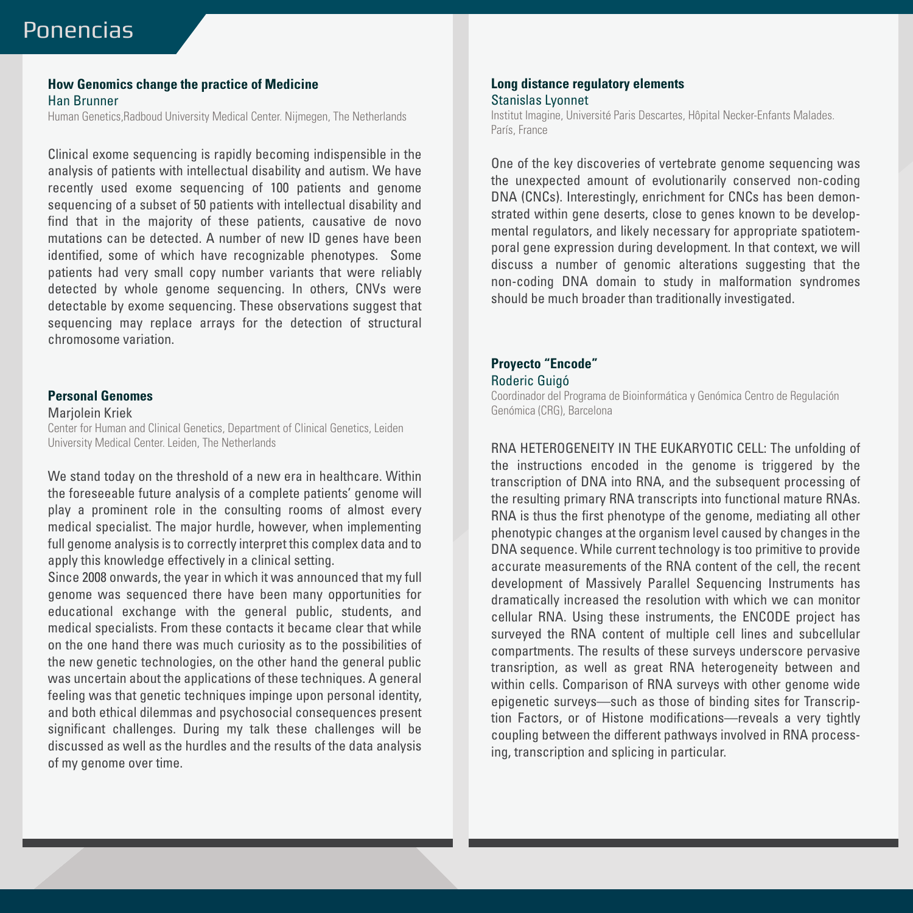# Ponencias

## How Genomics change the practice of Medicine

Han Brunner

Human Genetics,Radboud University Medical Center. Nijmegen, The Netherlands

Clinical exome sequencing is rapidly becoming indispensible in the analysis of patients with intellectual disability and autism. We have recently used exome sequencing of 100 patients and genome sequencing of a subset of 50 patients with intellectual disability and find that in the majority of these patients, causative de novo mutations can be detected. A number of new ID genes have been identified, some of which have recognizable phenotypes. Some patients had very small copy number variants that were reliably detected by whole genome sequencing. In others, CNVs were detectable by exome sequencing. These observations suggest that sequencing may replace arrays for the detection of structural chromosome variation.

## Personal Genomes

Marjolein Kriek

Center for Human and Clinical Genetics, Department of Clinical Genetics, Leiden University Medical Center. Leiden, The Netherlands

We stand today on the threshold of a new era in healthcare. Within the foreseeable future analysis of a complete patients' genome will play a prominent role in the consulting rooms of almost every medical specialist. The major hurdle, however, when implementing full genome analysis is to correctly interpret this complex data and to apply this knowledge effectively in a clinical setting.

Since 2008 onwards, the year in which it was announced that my full genome was sequenced there have been many opportunities for educational exchange with the general public, students, and medical specialists. From these contacts it became clear that while on the one hand there was much curiosity as to the possibilities of the new genetic technologies, on the other hand the general public was uncertain about the applications of these techniques. A general feeling was that genetic techniques impinge upon personal identity, and both ethical dilemmas and psychosocial consequences present significant challenges. During my talk these challenges will be discussed as well as the hurdles and the results of the data analysis of my genome over time.

## Long distance regulatory elements

Stanislas Lyonnet

Institut Imagine, Université Paris Descartes, Hôpital Necker-Enfants Malades. París, France

One of the key discoveries of vertebrate genome sequencing was the unexpected amount of evolutionarily conserved non-coding DNA (CNCs). Interestingly, enrichment for CNCs has been demonstrated within gene deserts, close to genes known to be developmental regulators, and likely necessary for appropriate spatiotemporal gene expression during development. In that context, we will discuss a number of genomic alterations suggesting that the non-coding DNA domain to study in malformation syndromes should be much broader than traditionally investigated.

## Proyecto "Encode"

Roderic Guigó

Coordinador del Programa de Bioinformática y Genómica Centro de Regulación Genómica (CRG), Barcelona

RNA HETEROGENEITY IN THE EUKARYOTIC CELL: The unfolding of the instructions encoded in the genome is triggered by the transcription of DNA into RNA, and the subsequent processing of the resulting primary RNA transcripts into functional mature RNAs. RNA is thus the first phenotype of the genome, mediating all other phenotypic changes at the organism level caused by changes in the DNA sequence. While current technology is too primitive to provide accurate measurements of the RNA content of the cell, the recent development of Massively Parallel Sequencing Instruments has dramatically increased the resolution with which we can monitor cellular RNA. Using these instruments, the ENCODE project has surveyed the RNA content of multiple cell lines and subcellular compartments. The results of these surveys underscore pervasive transription, as well as great RNA heterogeneity between and within cells. Comparison of RNA surveys with other genome wide epigenetic surveys—such as those of binding sites for Transcription Factors, or of Histone modifications—reveals a very tightly coupling between the different pathways involved in RNA processing, transcription and splicing in particular.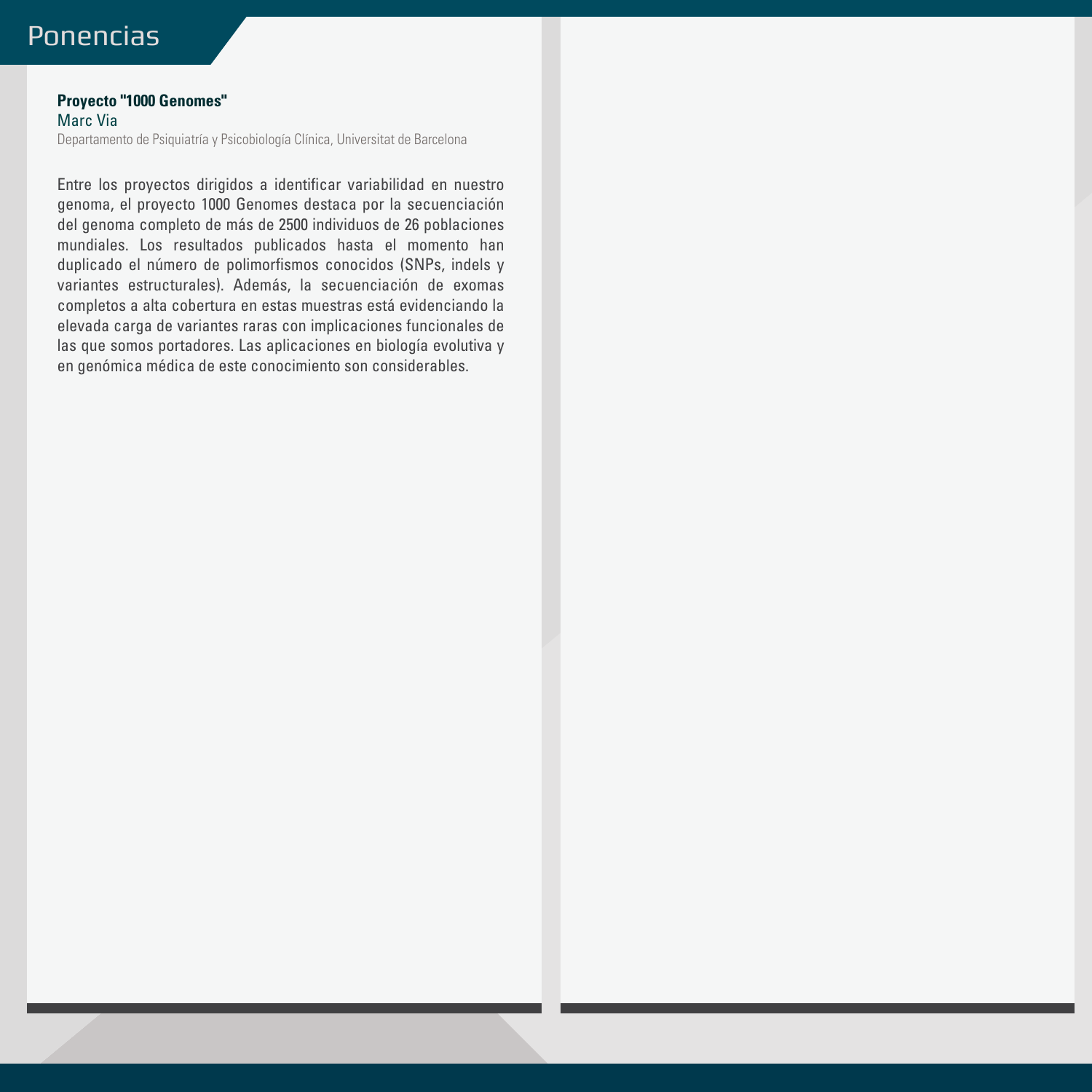# Ponencias

**Proyecto "1000 Genomes"**

Marc Via

Departamento de Psiquiatría y Psicobiología Clínica, Universitat de Barcelona

Entre los proyectos dirigidos a identificar variabilidad en nuestro genoma, el proyecto 1000 Genomes destaca por la secuenciación del genoma completo de más de 2500 individuos de 26 poblaciones mundiales. Los resultados publicados hasta el momento han duplicado el número de polimorfismos conocidos (SNPs, indels y variantes estructurales). Además, la secuenciación de exomas completos a alta cobertura en estas muestras está evidenciando la elevada carga de variantes raras con implicaciones funcionales de las que somos portadores. Las aplicaciones en biología evolutiva y en genómica médica de este conocimiento son considerables.